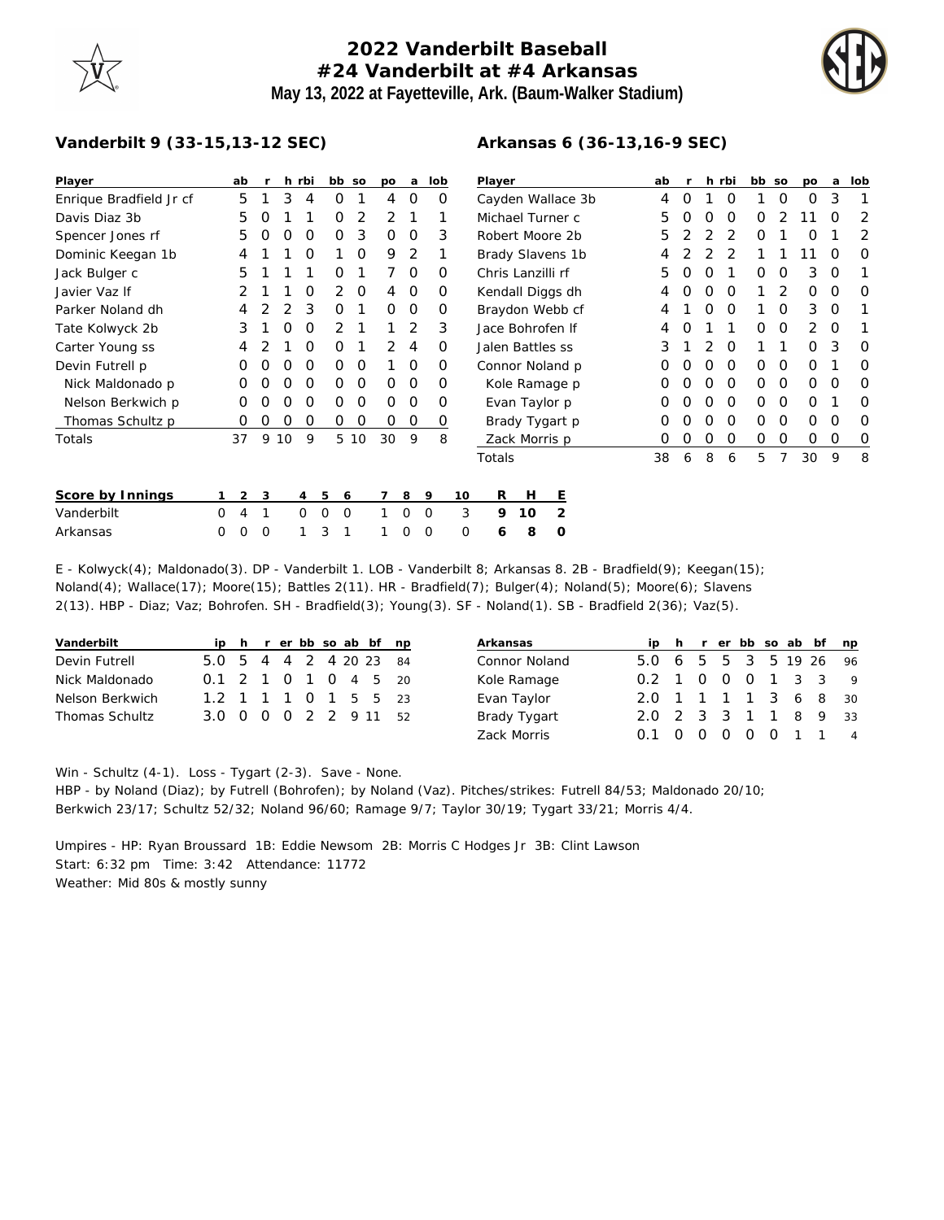# 2022 Vanderbilt Baseball
## #24 Vanderbilt at #4 Arkansas
### May 13, 2022 at Fayetteville, Ark. (Baum-Walker Stadium)

**Vanderbilt 9 (33-15,13-12 SEC)**

| Player | ab | r | h | rbi | bb | so | po | a | lob |
|---|---|---|---|---|---|---|---|---|---|
| Enrique Bradfield Jr cf | 5 | 1 | 3 | 4 | 0 | 1 | 4 | 0 | 0 |
| Davis Diaz 3b | 5 | 0 | 1 | 1 | 0 | 2 | 2 | 1 | 1 |
| Spencer Jones rf | 5 | 0 | 0 | 0 | 0 | 3 | 0 | 0 | 3 |
| Dominic Keegan 1b | 4 | 1 | 1 | 0 | 1 | 0 | 9 | 2 | 1 |
| Jack Bulger c | 5 | 1 | 1 | 1 | 0 | 1 | 7 | 0 | 0 |
| Javier Vaz lf | 2 | 1 | 1 | 0 | 2 | 0 | 4 | 0 | 0 |
| Parker Noland dh | 4 | 2 | 2 | 3 | 0 | 1 | 0 | 0 | 0 |
| Tate Kolwyck 2b | 3 | 1 | 0 | 0 | 2 | 1 | 1 | 2 | 3 |
| Carter Young ss | 4 | 2 | 1 | 0 | 0 | 1 | 2 | 4 | 0 |
| Devin Futrell p | 0 | 0 | 0 | 0 | 0 | 0 | 1 | 0 | 0 |
| Nick Maldonado p | 0 | 0 | 0 | 0 | 0 | 0 | 0 | 0 | 0 |
| Nelson Berkwich p | 0 | 0 | 0 | 0 | 0 | 0 | 0 | 0 | 0 |
| Thomas Schultz p | 0 | 0 | 0 | 0 | 0 | 0 | 0 | 0 | 0 |
| Totals | 37 | 9 | 10 | 9 | 5 | 10 | 30 | 9 | 8 |

**Arkansas 6 (36-13,16-9 SEC)**

| Player | ab | r | h | rbi | bb | so | po | a | lob |
|---|---|---|---|---|---|---|---|---|---|
| Cayden Wallace 3b | 4 | 0 | 1 | 0 | 1 | 0 | 0 | 3 | 1 |
| Michael Turner c | 5 | 0 | 0 | 0 | 0 | 2 | 11 | 0 | 2 |
| Robert Moore 2b | 5 | 2 | 2 | 2 | 0 | 1 | 0 | 1 | 2 |
| Brady Slavens 1b | 4 | 2 | 2 | 2 | 1 | 1 | 11 | 0 | 0 |
| Chris Lanzilli rf | 5 | 0 | 0 | 1 | 0 | 0 | 3 | 0 | 1 |
| Kendall Diggs dh | 4 | 0 | 0 | 0 | 1 | 2 | 0 | 0 | 0 |
| Braydon Webb cf | 4 | 1 | 0 | 0 | 1 | 0 | 3 | 0 | 1 |
| Jace Bohrofen lf | 4 | 0 | 1 | 1 | 0 | 0 | 2 | 0 | 1 |
| Jalen Battles ss | 3 | 1 | 2 | 0 | 1 | 1 | 0 | 3 | 0 |
| Connor Noland p | 0 | 0 | 0 | 0 | 0 | 0 | 0 | 1 | 0 |
| Kole Ramage p | 0 | 0 | 0 | 0 | 0 | 0 | 0 | 0 | 0 |
| Evan Taylor p | 0 | 0 | 0 | 0 | 0 | 0 | 0 | 1 | 0 |
| Brady Tygart p | 0 | 0 | 0 | 0 | 0 | 0 | 0 | 0 | 0 |
| Zack Morris p | 0 | 0 | 0 | 0 | 0 | 0 | 0 | 0 | 0 |
| Totals | 38 | 6 | 8 | 6 | 5 | 7 | 30 | 9 | 8 |

| Score by Innings | 1 | 2 | 3 | 4 | 5 | 6 | 7 | 8 | 9 | 10 | R | H | E |
|---|---|---|---|---|---|---|---|---|---|---|---|---|---|
| Vanderbilt | 0 | 4 | 1 | 0 | 0 | 0 | 1 | 0 | 0 | 3 | 9 | 10 | 2 |
| Arkansas | 0 | 0 | 0 | 1 | 3 | 1 | 1 | 0 | 0 | 0 | 6 | 8 | 0 |

E - Kolwyck(4); Maldonado(3). DP - Vanderbilt 1. LOB - Vanderbilt 8; Arkansas 8. 2B - Bradfield(9); Keegan(15); Noland(4); Wallace(17); Moore(15); Battles 2(11). HR - Bradfield(7); Bulger(4); Noland(5); Moore(6); Slavens 2(13). HBP - Diaz; Vaz; Bohrofen. SH - Bradfield(3); Young(3). SF - Noland(1). SB - Bradfield 2(36); Vaz(5).

| Vanderbilt | ip | h | r | er | bb | so | ab | bf | np |
|---|---|---|---|---|---|---|---|---|---|
| Devin Futrell | 5.0 | 5 | 4 | 4 | 2 | 4 | 20 | 23 | 84 |
| Nick Maldonado | 0.1 | 2 | 1 | 0 | 1 | 0 | 4 | 5 | 20 |
| Nelson Berkwich | 1.2 | 1 | 1 | 1 | 0 | 1 | 5 | 5 | 23 |
| Thomas Schultz | 3.0 | 0 | 0 | 0 | 2 | 2 | 9 | 11 | 52 |

| Arkansas | ip | h | r | er | bb | so | ab | bf | np |
|---|---|---|---|---|---|---|---|---|---|
| Connor Noland | 5.0 | 6 | 5 | 5 | 3 | 5 | 19 | 26 | 96 |
| Kole Ramage | 0.2 | 1 | 0 | 0 | 0 | 1 | 3 | 3 | 9 |
| Evan Taylor | 2.0 | 1 | 1 | 1 | 1 | 3 | 6 | 8 | 30 |
| Brady Tygart | 2.0 | 2 | 3 | 3 | 1 | 1 | 8 | 9 | 33 |
| Zack Morris | 0.1 | 0 | 0 | 0 | 0 | 0 | 1 | 1 | 4 |

Win - Schultz (4-1). Loss - Tygart (2-3). Save - None.
HBP - by Noland (Diaz); by Futrell (Bohrofen); by Noland (Vaz). Pitches/strikes: Futrell 84/53; Maldonado 20/10; Berkwich 23/17; Schultz 52/32; Noland 96/60; Ramage 9/7; Taylor 30/19; Tygart 33/21; Morris 4/4.

Umpires - HP: Ryan Broussard 1B: Eddie Newsom 2B: Morris C Hodges Jr 3B: Clint Lawson
Start: 6:32 pm Time: 3:42 Attendance: 11772
Weather: Mid 80s & mostly sunny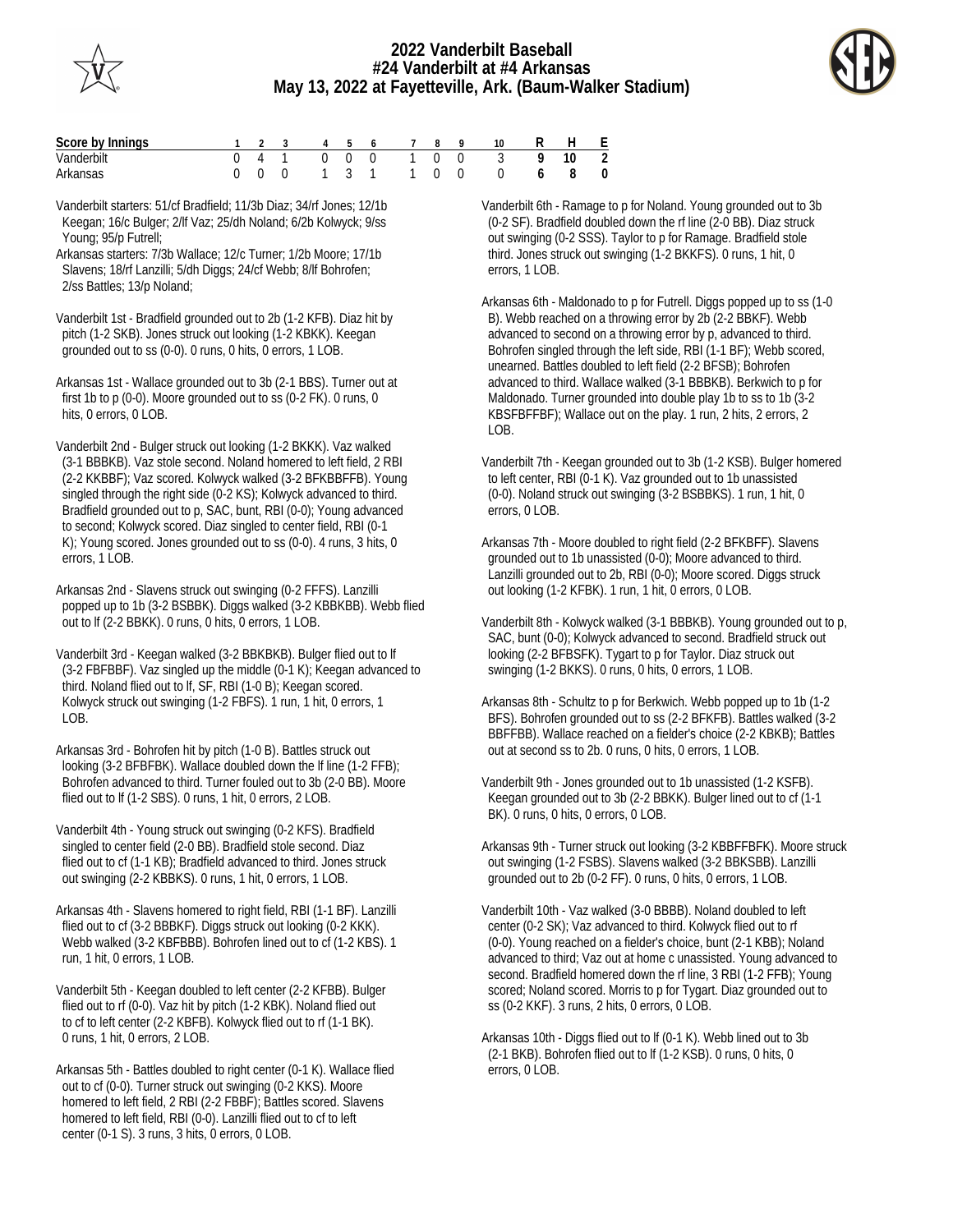# 2022 Vanderbilt Baseball
## #24 Vanderbilt at #4 Arkansas
## May 13, 2022 at Fayetteville, Ark. (Baum-Walker Stadium)

| Score by Innings | 1 | 2 | 3 | 4 | 5 | 6 | 7 | 8 | 9 | 10 | R | H | E |
|---|---|---|---|---|---|---|---|---|---|---|---|---|---|
| Vanderbilt | 0 | 4 | 1 | 0 | 0 | 0 | 1 | 0 | 0 | 3 | **9** | **10** | **2** |
| Arkansas | 0 | 0 | 0 | 1 | 3 | 1 | 1 | 0 | 0 | 0 | **6** | **8** | **0** |

Vanderbilt starters: 51/cf Bradfield; 11/3b Diaz; 34/rf Jones; 12/1b Keegan; 16/c Bulger; 2/lf Vaz; 25/dh Noland; 6/2b Kolwyck; 9/ss Young; 95/p Futrell;

Arkansas starters: 7/3b Wallace; 12/c Turner; 1/2b Moore; 17/1b Slavens; 18/rf Lanzilli; 5/dh Diggs; 24/cf Webb; 8/lf Bohrofen; 2/ss Battles; 13/p Noland;

Vanderbilt 1st - Bradfield grounded out to 2b (1-2 KFB). Diaz hit by pitch (1-2 SKB). Jones struck out looking (1-2 KBKK). Keegan grounded out to ss (0-0). 0 runs, 0 hits, 0 errors, 1 LOB.

Arkansas 1st - Wallace grounded out to 3b (2-1 BBS). Turner out at first 1b to p (0-0). Moore grounded out to ss (0-2 FK). 0 runs, 0 hits, 0 errors, 0 LOB.

Vanderbilt 2nd - Bulger struck out looking (1-2 BKKK). Vaz walked (3-1 BBBKB). Vaz stole second. Noland homered to left field, 2 RBI (2-2 KKBBF); Vaz scored. Kolwyck walked (3-2 BFKBBFFB). Young singled through the right side (0-2 KS); Kolwyck advanced to third. Bradfield grounded out to p, SAC, bunt, RBI (0-0); Young advanced to second; Kolwyck scored. Diaz singled to center field, RBI (0-1 K); Young scored. Jones grounded out to ss (0-0). 4 runs, 3 hits, 0 errors, 1 LOB.

Arkansas 2nd - Slavens struck out swinging (0-2 FFFS). Lanzilli popped up to 1b (3-2 BSBBK). Diggs walked (3-2 KBBKBB). Webb flied out to lf (2-2 BBKK). 0 runs, 0 hits, 0 errors, 1 LOB.

Vanderbilt 3rd - Keegan walked (3-2 BBKBKB). Bulger flied out to lf (3-2 FBFBBF). Vaz singled up the middle (0-1 K); Keegan advanced to third. Noland flied out to lf, SF, RBI (1-0 B); Keegan scored. Kolwyck struck out swinging (1-2 FBFS). 1 run, 1 hit, 0 errors, 1 LOB.

Arkansas 3rd - Bohrofen hit by pitch (1-0 B). Battles struck out looking (3-2 BFBFBK). Wallace doubled down the lf line (1-2 FFB); Bohrofen advanced to third. Turner fouled out to 3b (2-0 BB). Moore flied out to lf (1-2 SBS). 0 runs, 1 hit, 0 errors, 2 LOB.

Vanderbilt 4th - Young struck out swinging (0-2 KFS). Bradfield singled to center field (2-0 BB). Bradfield stole second. Diaz flied out to cf (1-1 KB); Bradfield advanced to third. Jones struck out swinging (2-2 KBBKS). 0 runs, 1 hit, 0 errors, 1 LOB.

Arkansas 4th - Slavens homered to right field, RBI (1-1 BF). Lanzilli flied out to cf (3-2 BBBKF). Diggs struck out looking (0-2 KKK). Webb walked (3-2 KBFBBB). Bohrofen lined out to cf (1-2 KBS). 1 run, 1 hit, 0 errors, 1 LOB.

Vanderbilt 5th - Keegan doubled to left center (2-2 KFBB). Bulger flied out to rf (0-0). Vaz hit by pitch (1-2 KBK). Noland flied out to cf to left center (2-2 KBFB). Kolwyck flied out to rf (1-1 BK). 0 runs, 1 hit, 0 errors, 2 LOB.

Arkansas 5th - Battles doubled to right center (0-1 K). Wallace flied out to cf (0-0). Turner struck out swinging (0-2 KKS). Moore homered to left field, 2 RBI (2-2 FBBF); Battles scored. Slavens homered to left field, RBI (0-0). Lanzilli flied out to cf to left center (0-1 S). 3 runs, 3 hits, 0 errors, 0 LOB.

Vanderbilt 6th - Ramage to p for Noland. Young grounded out to 3b (0-2 SF). Bradfield doubled down the rf line (2-0 BB). Diaz struck out swinging (0-2 SSS). Taylor to p for Ramage. Bradfield stole third. Jones struck out swinging (1-2 BKKFS). 0 runs, 1 hit, 0 errors, 1 LOB.

Arkansas 6th - Maldonado to p for Futrell. Diggs popped up to ss (1-0 B). Webb reached on a throwing error by 2b (2-2 BBKF). Webb advanced to second on a throwing error by p, advanced to third. Bohrofen singled through the left side, RBI (1-1 BF); Webb scored, unearned. Battles doubled to left field (2-2 BFSB); Bohrofen advanced to third. Wallace walked (3-1 BBBKB). Berkwich to p for Maldonado. Turner grounded into double play 1b to ss to 1b (3-2 KBSFBFFBF); Wallace out on the play. 1 run, 2 hits, 2 errors, 2 LOB.

Vanderbilt 7th - Keegan grounded out to 3b (1-2 KSB). Bulger homered to left center, RBI (0-1 K). Vaz grounded out to 1b unassisted (0-0). Noland struck out swinging (3-2 BSBBKS). 1 run, 1 hit, 0 errors, 0 LOB.

Arkansas 7th - Moore doubled to right field (2-2 BFKBFF). Slavens grounded out to 1b unassisted (0-0); Moore advanced to third. Lanzilli grounded out to 2b, RBI (0-0); Moore scored. Diggs struck out looking (1-2 KFBK). 1 run, 1 hit, 0 errors, 0 LOB.

Vanderbilt 8th - Kolwyck walked (3-1 BBBKB). Young grounded out to p, SAC, bunt (0-0); Kolwyck advanced to second. Bradfield struck out looking (2-2 BFBSFK). Tygart to p for Taylor. Diaz struck out swinging (1-2 BKKS). 0 runs, 0 hits, 0 errors, 1 LOB.

Arkansas 8th - Schultz to p for Berkwich. Webb popped up to 1b (1-2 BFS). Bohrofen grounded out to ss (2-2 BFKFB). Battles walked (3-2 BBFFBB). Wallace reached on a fielder's choice (2-2 KBKB); Battles out at second ss to 2b. 0 runs, 0 hits, 0 errors, 1 LOB.

Vanderbilt 9th - Jones grounded out to 1b unassisted (1-2 KSFB). Keegan grounded out to 3b (2-2 BBKK). Bulger lined out to cf (1-1 BK). 0 runs, 0 hits, 0 errors, 0 LOB.

Arkansas 9th - Turner struck out looking (3-2 KBBFFBFK). Moore struck out swinging (1-2 FSBS). Slavens walked (3-2 BBKSBB). Lanzilli grounded out to 2b (0-2 FF). 0 runs, 0 hits, 0 errors, 1 LOB.

Vanderbilt 10th - Vaz walked (3-0 BBBB). Noland doubled to left center (0-2 SK); Vaz advanced to third. Kolwyck flied out to rf (0-0). Young reached on a fielder's choice, bunt (2-1 KBB); Noland advanced to third; Vaz out at home c unassisted. Young advanced to second. Bradfield homered down the rf line, 3 RBI (1-2 FFB); Young scored; Noland scored. Morris to p for Tygart. Diaz grounded out to ss (0-2 KKF). 3 runs, 2 hits, 0 errors, 0 LOB.

Arkansas 10th - Diggs flied out to lf (0-1 K). Webb lined out to 3b (2-1 BKB). Bohrofen flied out to lf (1-2 KSB). 0 runs, 0 hits, 0 errors, 0 LOB.